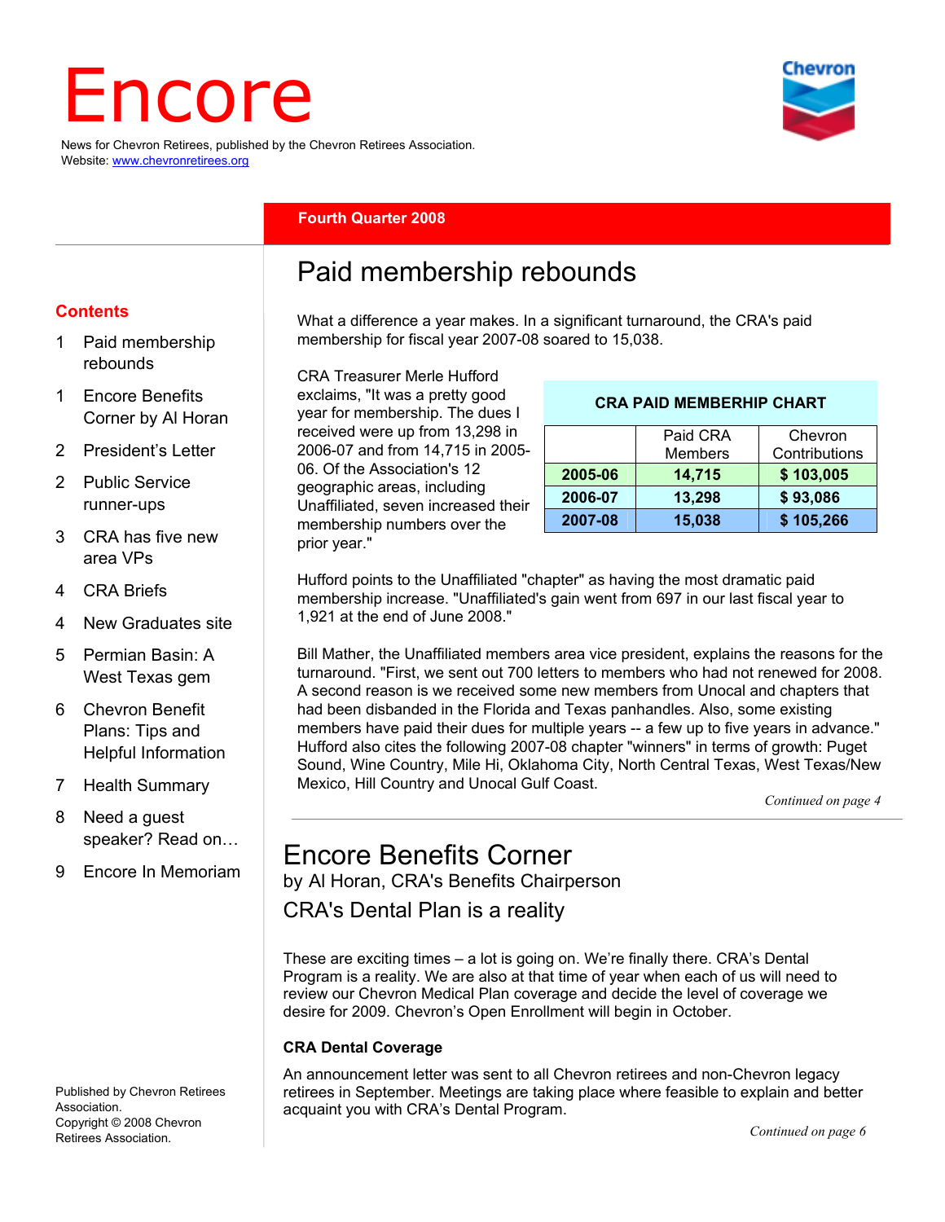# Encore

News for Chevron Retirees, published by the Chevron Retirees Association.
Website: www.chevronretirees.org

**Fourth Quarter 2008**

**Contents**

1 Paid membership rebounds

1 Encore Benefits Corner by Al Horan

2 President's Letter

2 Public Service runner-ups

3 CRA has five new area VPs

4 CRA Briefs

4 New Graduates site

5 Permian Basin: A West Texas gem

6 Chevron Benefit Plans: Tips and Helpful Information

7 Health Summary

8 Need a guest speaker? Read on…

9 Encore In Memoriam

## Paid membership rebounds

What a difference a year makes. In a significant turnaround, the CRA's paid membership for fiscal year 2007-08 soared to 15,038.

CRA Treasurer Merle Hufford exclaims, "It was a pretty good year for membership. The dues I received were up from 13,298 in 2006-07 and from 14,715 in 2005-06. Of the Association's 12 geographic areas, including Unaffiliated, seven increased their membership numbers over the prior year."

**CRA PAID MEMBERHIP CHART**

| | Paid CRA Members | Chevron Contributions |
|---|---|---|
| **2005-06** | **14,715** | **$ 103,005** |
| **2006-07** | **13,298** | **$ 93,086** |
| **2007-08** | **15,038** | **$ 105,266** |

Hufford points to the Unaffiliated "chapter" as having the most dramatic paid membership increase. "Unaffiliated's gain went from 697 in our last fiscal year to 1,921 at the end of June 2008."

Bill Mather, the Unaffiliated members area vice president, explains the reasons for the turnaround. "First, we sent out 700 letters to members who had not renewed for 2008. A second reason is we received some new members from Unocal and chapters that had been disbanded in the Florida and Texas panhandles. Also, some existing members have paid their dues for multiple years -- a few up to five years in advance." Hufford also cites the following 2007-08 chapter "winners" in terms of growth: Puget Sound, Wine Country, Mile Hi, Oklahoma City, North Central Texas, West Texas/New Mexico, Hill Country and Unocal Gulf Coast.

*Continued on page 4*

## Encore Benefits Corner

by Al Horan, CRA's Benefits Chairperson

### CRA's Dental Plan is a reality

These are exciting times – a lot is going on. We're finally there. CRA's Dental Program is a reality. We are also at that time of year when each of us will need to review our Chevron Medical Plan coverage and decide the level of coverage we desire for 2009. Chevron's Open Enrollment will begin in October.

**CRA Dental Coverage**

An announcement letter was sent to all Chevron retirees and non-Chevron legacy retirees in September. Meetings are taking place where feasible to explain and better acquaint you with CRA's Dental Program.

*Continued on page 6*

Published by Chevron Retirees Association.
Copyright © 2008 Chevron Retirees Association.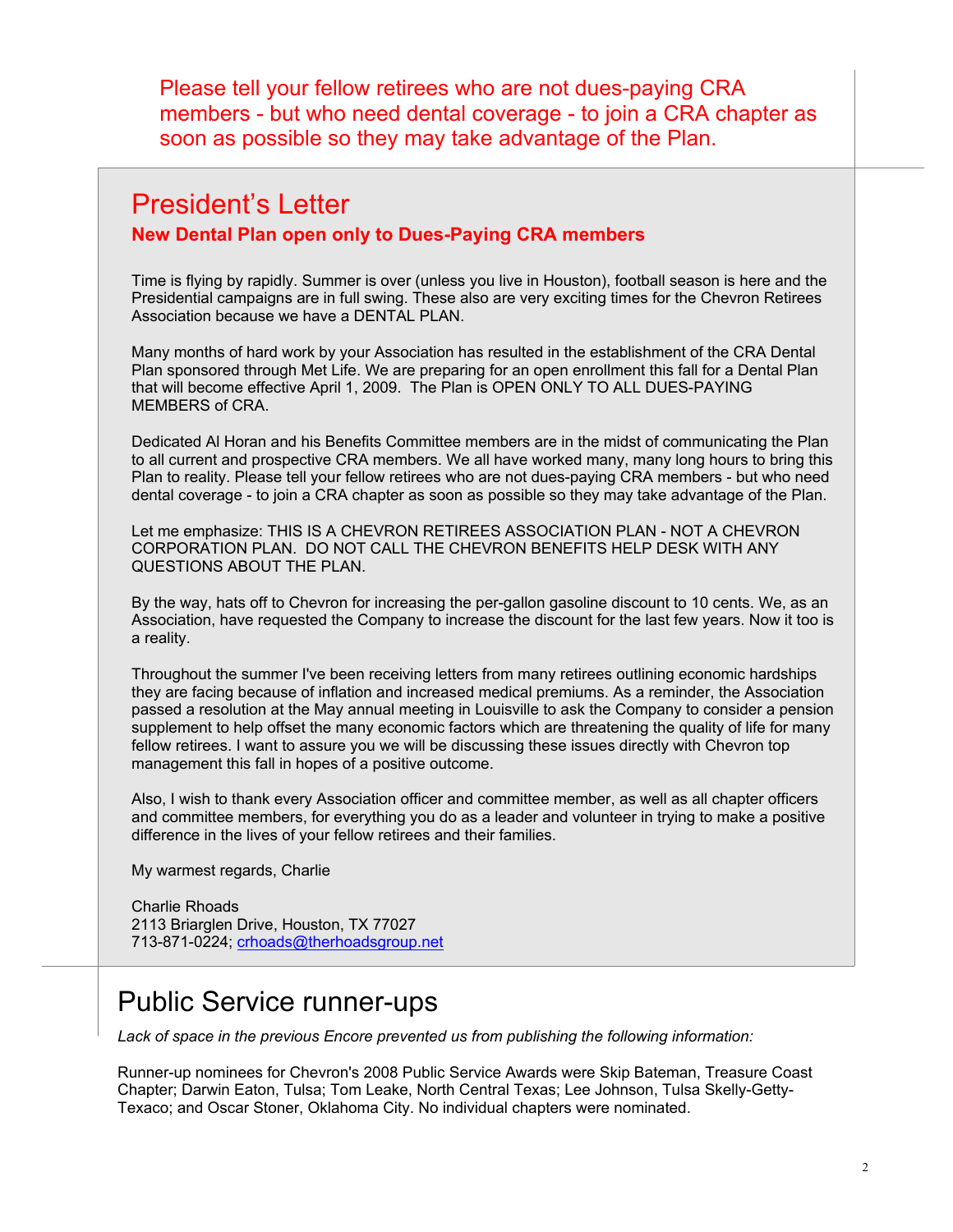Please tell your fellow retirees who are not dues-paying CRA members - but who need dental coverage - to join a CRA chapter as soon as possible so they may take advantage of the Plan.

## President's Letter

**New Dental Plan open only to Dues-Paying CRA members**

Time is flying by rapidly. Summer is over (unless you live in Houston), football season is here and the Presidential campaigns are in full swing. These also are very exciting times for the Chevron Retirees Association because we have a DENTAL PLAN.

Many months of hard work by your Association has resulted in the establishment of the CRA Dental Plan sponsored through Met Life. We are preparing for an open enrollment this fall for a Dental Plan that will become effective April 1, 2009. The Plan is OPEN ONLY TO ALL DUES-PAYING MEMBERS of CRA.

Dedicated Al Horan and his Benefits Committee members are in the midst of communicating the Plan to all current and prospective CRA members. We all have worked many, many long hours to bring this Plan to reality. Please tell your fellow retirees who are not dues-paying CRA members - but who need dental coverage - to join a CRA chapter as soon as possible so they may take advantage of the Plan.

Let me emphasize: THIS IS A CHEVRON RETIREES ASSOCIATION PLAN - NOT A CHEVRON CORPORATION PLAN. DO NOT CALL THE CHEVRON BENEFITS HELP DESK WITH ANY QUESTIONS ABOUT THE PLAN.

By the way, hats off to Chevron for increasing the per-gallon gasoline discount to 10 cents. We, as an Association, have requested the Company to increase the discount for the last few years. Now it too is a reality.

Throughout the summer I've been receiving letters from many retirees outlining economic hardships they are facing because of inflation and increased medical premiums. As a reminder, the Association passed a resolution at the May annual meeting in Louisville to ask the Company to consider a pension supplement to help offset the many economic factors which are threatening the quality of life for many fellow retirees. I want to assure you we will be discussing these issues directly with Chevron top management this fall in hopes of a positive outcome.

Also, I wish to thank every Association officer and committee member, as well as all chapter officers and committee members, for everything you do as a leader and volunteer in trying to make a positive difference in the lives of your fellow retirees and their families.

My warmest regards, Charlie

Charlie Rhoads
2113 Briarglen Drive, Houston, TX 77027
713-871-0224; crhoads@therhoadsgroup.net

## Public Service runner-ups

*Lack of space in the previous Encore prevented us from publishing the following information:*

Runner-up nominees for Chevron's 2008 Public Service Awards were Skip Bateman, Treasure Coast Chapter; Darwin Eaton, Tulsa; Tom Leake, North Central Texas; Lee Johnson, Tulsa Skelly-Getty-Texaco; and Oscar Stoner, Oklahoma City. No individual chapters were nominated.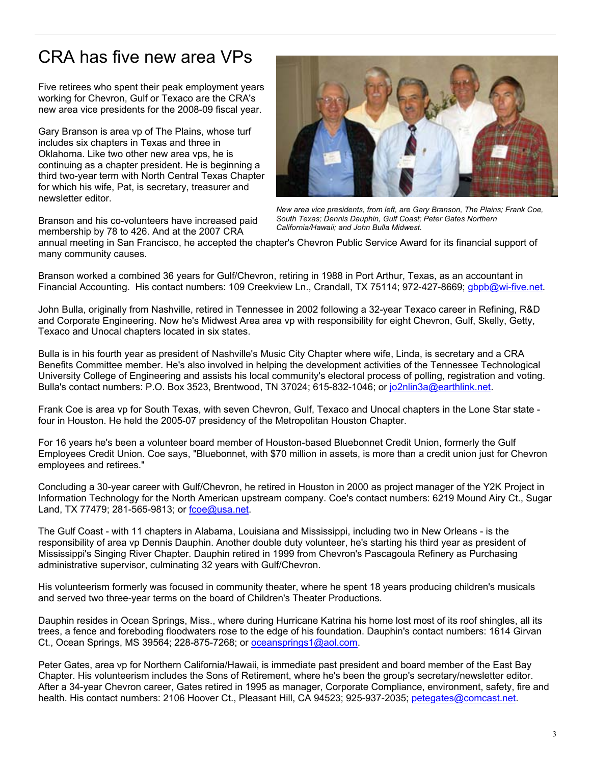# CRA has five new area VPs

Five retirees who spent their peak employment years working for Chevron, Gulf or Texaco are the CRA's new area vice presidents for the 2008-09 fiscal year.

Gary Branson is area vp of The Plains, whose turf includes six chapters in Texas and three in Oklahoma. Like two other new area vps, he is continuing as a chapter president. He is beginning a third two-year term with North Central Texas Chapter for which his wife, Pat, is secretary, treasurer and newsletter editor.

*New area vice presidents, from left, are Gary Branson, The Plains; Frank Coe, South Texas; Dennis Dauphin, Gulf Coast; Peter Gates Northern California/Hawaii; and John Bulla Midwest.*

Branson and his co-volunteers have increased paid membership by 78 to 426. And at the 2007 CRA annual meeting in San Francisco, he accepted the chapter's Chevron Public Service Award for its financial support of many community causes.

Branson worked a combined 36 years for Gulf/Chevron, retiring in 1988 in Port Arthur, Texas, as an accountant in Financial Accounting. His contact numbers: 109 Creekview Ln., Crandall, TX 75114; 972-427-8669; gbpb@wi-five.net.

John Bulla, originally from Nashville, retired in Tennessee in 2002 following a 32-year Texaco career in Refining, R&D and Corporate Engineering. Now he's Midwest Area area vp with responsibility for eight Chevron, Gulf, Skelly, Getty, Texaco and Unocal chapters located in six states.

Bulla is in his fourth year as president of Nashville's Music City Chapter where wife, Linda, is secretary and a CRA Benefits Committee member. He's also involved in helping the development activities of the Tennessee Technological University College of Engineering and assists his local community's electoral process of polling, registration and voting. Bulla's contact numbers: P.O. Box 3523, Brentwood, TN 37024; 615-832-1046; or jo2nlin3a@earthlink.net.

Frank Coe is area vp for South Texas, with seven Chevron, Gulf, Texaco and Unocal chapters in the Lone Star state - four in Houston. He held the 2005-07 presidency of the Metropolitan Houston Chapter.

For 16 years he's been a volunteer board member of Houston-based Bluebonnet Credit Union, formerly the Gulf Employees Credit Union. Coe says, "Bluebonnet, with $70 million in assets, is more than a credit union just for Chevron employees and retirees."

Concluding a 30-year career with Gulf/Chevron, he retired in Houston in 2000 as project manager of the Y2K Project in Information Technology for the North American upstream company. Coe's contact numbers: 6219 Mound Airy Ct., Sugar Land, TX 77479; 281-565-9813; or fcoe@usa.net.

The Gulf Coast - with 11 chapters in Alabama, Louisiana and Mississippi, including two in New Orleans - is the responsibility of area vp Dennis Dauphin. Another double duty volunteer, he's starting his third year as president of Mississippi's Singing River Chapter. Dauphin retired in 1999 from Chevron's Pascagoula Refinery as Purchasing administrative supervisor, culminating 32 years with Gulf/Chevron.

His volunteerism formerly was focused in community theater, where he spent 18 years producing children's musicals and served two three-year terms on the board of Children's Theater Productions.

Dauphin resides in Ocean Springs, Miss., where during Hurricane Katrina his home lost most of its roof shingles, all its trees, a fence and foreboding floodwaters rose to the edge of his foundation. Dauphin's contact numbers: 1614 Girvan Ct., Ocean Springs, MS 39564; 228-875-7268; or oceansprings1@aol.com.

Peter Gates, area vp for Northern California/Hawaii, is immediate past president and board member of the East Bay Chapter. His volunteerism includes the Sons of Retirement, where he's been the group's secretary/newsletter editor. After a 34-year Chevron career, Gates retired in 1995 as manager, Corporate Compliance, environment, safety, fire and health. His contact numbers: 2106 Hoover Ct., Pleasant Hill, CA 94523; 925-937-2035; petegates@comcast.net.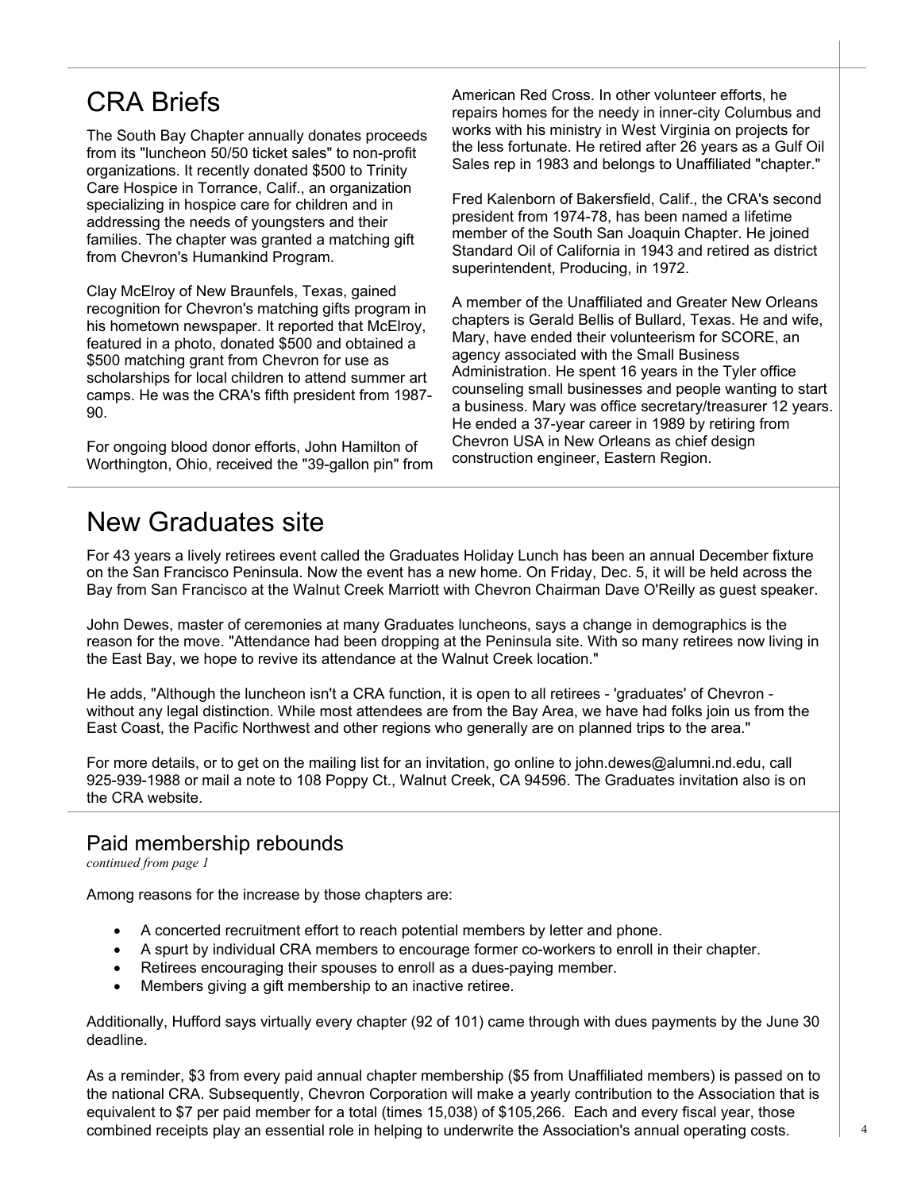# CRA Briefs

The South Bay Chapter annually donates proceeds from its "luncheon 50/50 ticket sales" to non-profit organizations. It recently donated $500 to Trinity Care Hospice in Torrance, Calif., an organization specializing in hospice care for children and in addressing the needs of youngsters and their families. The chapter was granted a matching gift from Chevron's Humankind Program.

Clay McElroy of New Braunfels, Texas, gained recognition for Chevron's matching gifts program in his hometown newspaper. It reported that McElroy, featured in a photo, donated $500 and obtained a $500 matching grant from Chevron for use as scholarships for local children to attend summer art camps. He was the CRA's fifth president from 1987-90.

For ongoing blood donor efforts, John Hamilton of Worthington, Ohio, received the "39-gallon pin" from American Red Cross. In other volunteer efforts, he repairs homes for the needy in inner-city Columbus and works with his ministry in West Virginia on projects for the less fortunate. He retired after 26 years as a Gulf Oil Sales rep in 1983 and belongs to Unaffiliated "chapter."

Fred Kalenborn of Bakersfield, Calif., the CRA's second president from 1974-78, has been named a lifetime member of the South San Joaquin Chapter. He joined Standard Oil of California in 1943 and retired as district superintendent, Producing, in 1972.

A member of the Unaffiliated and Greater New Orleans chapters is Gerald Bellis of Bullard, Texas. He and wife, Mary, have ended their volunteerism for SCORE, an agency associated with the Small Business Administration. He spent 16 years in the Tyler office counseling small businesses and people wanting to start a business. Mary was office secretary/treasurer 12 years. He ended a 37-year career in 1989 by retiring from Chevron USA in New Orleans as chief design construction engineer, Eastern Region.

# New Graduates site

For 43 years a lively retirees event called the Graduates Holiday Lunch has been an annual December fixture on the San Francisco Peninsula. Now the event has a new home. On Friday, Dec. 5, it will be held across the Bay from San Francisco at the Walnut Creek Marriott with Chevron Chairman Dave O'Reilly as guest speaker.

John Dewes, master of ceremonies at many Graduates luncheons, says a change in demographics is the reason for the move. "Attendance had been dropping at the Peninsula site. With so many retirees now living in the East Bay, we hope to revive its attendance at the Walnut Creek location."

He adds, "Although the luncheon isn't a CRA function, it is open to all retirees - 'graduates' of Chevron - without any legal distinction. While most attendees are from the Bay Area, we have had folks join us from the East Coast, the Pacific Northwest and other regions who generally are on planned trips to the area."

For more details, or to get on the mailing list for an invitation, go online to john.dewes@alumni.nd.edu, call 925-939-1988 or mail a note to 108 Poppy Ct., Walnut Creek, CA 94596. The Graduates invitation also is on the CRA website.

## Paid membership rebounds

*continued from page 1*

Among reasons for the increase by those chapters are:

- A concerted recruitment effort to reach potential members by letter and phone.
- A spurt by individual CRA members to encourage former co-workers to enroll in their chapter.
- Retirees encouraging their spouses to enroll as a dues-paying member.
- Members giving a gift membership to an inactive retiree.

Additionally, Hufford says virtually every chapter (92 of 101) came through with dues payments by the June 30 deadline.

As a reminder, $3 from every paid annual chapter membership ($5 from Unaffiliated members) is passed on to the national CRA. Subsequently, Chevron Corporation will make a yearly contribution to the Association that is equivalent to $7 per paid member for a total (times 15,038) of $105,266. Each and every fiscal year, those combined receipts play an essential role in helping to underwrite the Association's annual operating costs.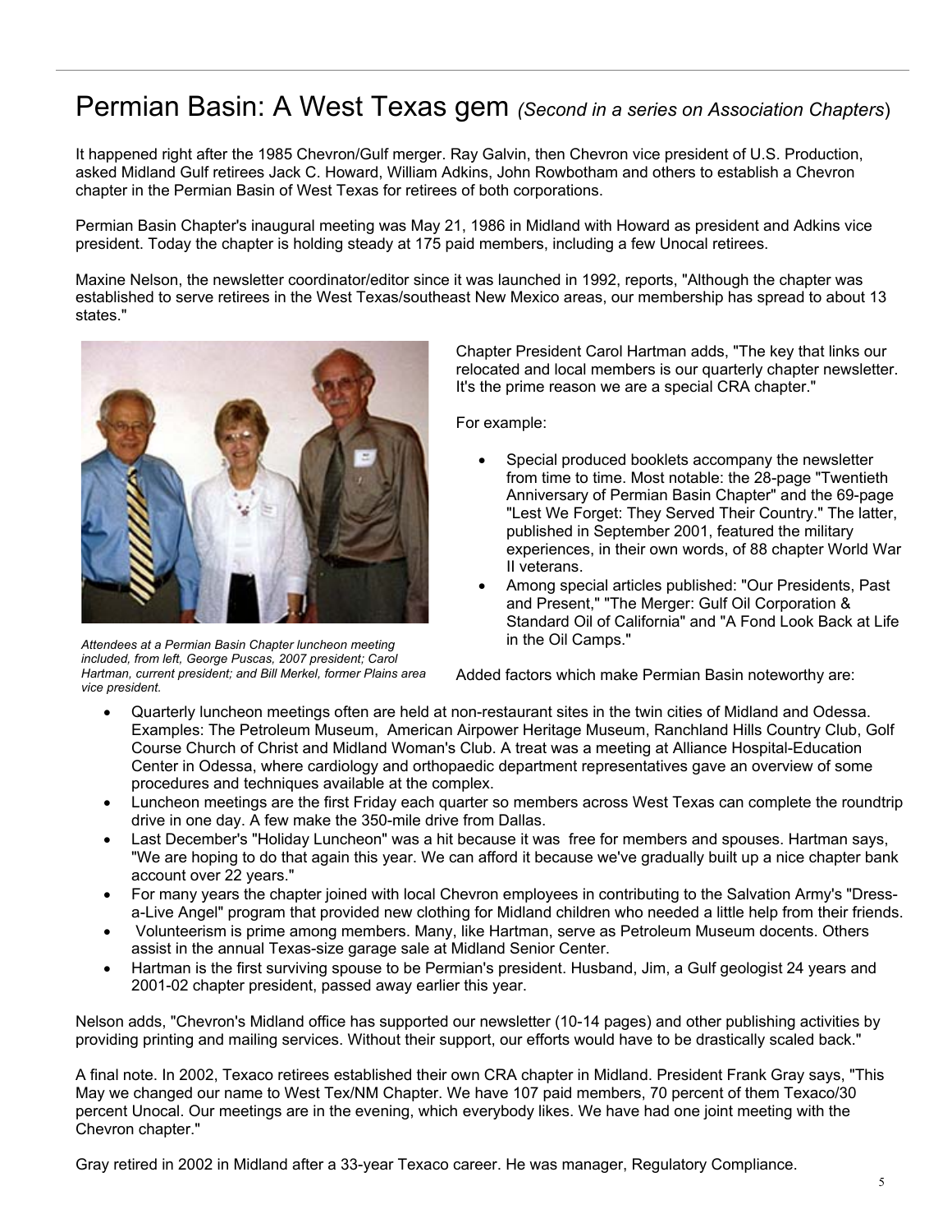# Permian Basin: A West Texas gem *(Second in a series on Association Chapters)*

It happened right after the 1985 Chevron/Gulf merger. Ray Galvin, then Chevron vice president of U.S. Production, asked Midland Gulf retirees Jack C. Howard, William Adkins, John Rowbotham and others to establish a Chevron chapter in the Permian Basin of West Texas for retirees of both corporations.

Permian Basin Chapter's inaugural meeting was May 21, 1986 in Midland with Howard as president and Adkins vice president. Today the chapter is holding steady at 175 paid members, including a few Unocal retirees.

Maxine Nelson, the newsletter coordinator/editor since it was launched in 1992, reports, "Although the chapter was established to serve retirees in the West Texas/southeast New Mexico areas, our membership has spread to about 13 states."

*Attendees at a Permian Basin Chapter luncheon meeting included, from left, George Puscas, 2007 president; Carol Hartman, current president; and Bill Merkel, former Plains area vice president.*

Chapter President Carol Hartman adds, "The key that links our relocated and local members is our quarterly chapter newsletter. It's the prime reason we are a special CRA chapter."

For example:

- Special produced booklets accompany the newsletter from time to time. Most notable: the 28-page "Twentieth Anniversary of Permian Basin Chapter" and the 69-page "Lest We Forget: They Served Their Country." The latter, published in September 2001, featured the military experiences, in their own words, of 88 chapter World War II veterans.
- Among special articles published: "Our Presidents, Past and Present," "The Merger: Gulf Oil Corporation & Standard Oil of California" and "A Fond Look Back at Life in the Oil Camps."

Added factors which make Permian Basin noteworthy are:

- Quarterly luncheon meetings often are held at non-restaurant sites in the twin cities of Midland and Odessa. Examples: The Petroleum Museum, American Airpower Heritage Museum, Ranchland Hills Country Club, Golf Course Church of Christ and Midland Woman's Club. A treat was a meeting at Alliance Hospital-Education Center in Odessa, where cardiology and orthopaedic department representatives gave an overview of some procedures and techniques available at the complex.
- Luncheon meetings are the first Friday each quarter so members across West Texas can complete the roundtrip drive in one day. A few make the 350-mile drive from Dallas.
- Last December's "Holiday Luncheon" was a hit because it was free for members and spouses. Hartman says, "We are hoping to do that again this year. We can afford it because we've gradually built up a nice chapter bank account over 22 years."
- For many years the chapter joined with local Chevron employees in contributing to the Salvation Army's "Dress-a-Live Angel" program that provided new clothing for Midland children who needed a little help from their friends.
- Volunteerism is prime among members. Many, like Hartman, serve as Petroleum Museum docents. Others assist in the annual Texas-size garage sale at Midland Senior Center.
- Hartman is the first surviving spouse to be Permian's president. Husband, Jim, a Gulf geologist 24 years and 2001-02 chapter president, passed away earlier this year.

Nelson adds, "Chevron's Midland office has supported our newsletter (10-14 pages) and other publishing activities by providing printing and mailing services. Without their support, our efforts would have to be drastically scaled back."

A final note. In 2002, Texaco retirees established their own CRA chapter in Midland. President Frank Gray says, "This May we changed our name to West Tex/NM Chapter. We have 107 paid members, 70 percent of them Texaco/30 percent Unocal. Our meetings are in the evening, which everybody likes. We have had one joint meeting with the Chevron chapter."

Gray retired in 2002 in Midland after a 33-year Texaco career. He was manager, Regulatory Compliance.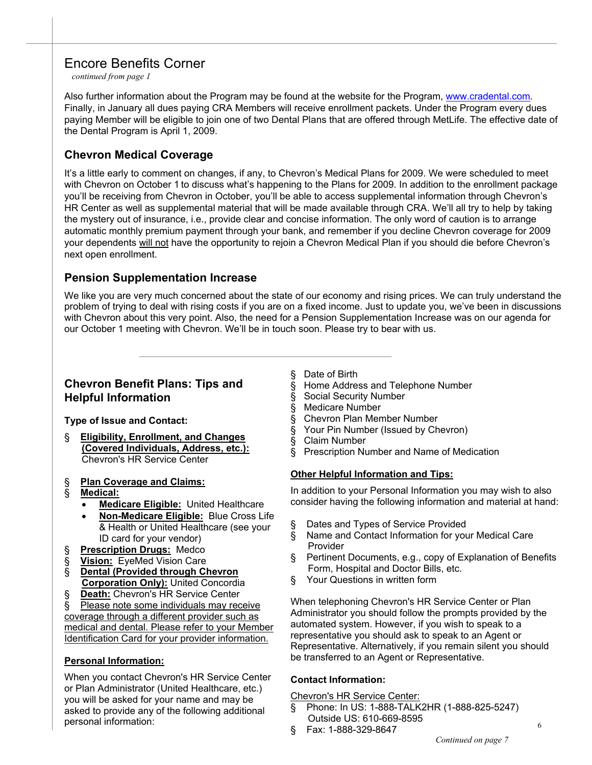## Encore Benefits Corner

*continued from page 1*

Also further information about the Program may be found at the website for the Program, www.cradental.com. Finally, in January all dues paying CRA Members will receive enrollment packets. Under the Program every dues paying Member will be eligible to join one of two Dental Plans that are offered through MetLife. The effective date of the Dental Program is April 1, 2009.

### Chevron Medical Coverage

It's a little early to comment on changes, if any, to Chevron's Medical Plans for 2009. We were scheduled to meet with Chevron on October 1 to discuss what's happening to the Plans for 2009. In addition to the enrollment package you'll be receiving from Chevron in October, you'll be able to access supplemental information through Chevron's HR Center as well as supplemental material that will be made available through CRA. We'll all try to help by taking the mystery out of insurance, i.e., provide clear and concise information. The only word of caution is to arrange automatic monthly premium payment through your bank, and remember if you decline Chevron coverage for 2009 your dependents will not have the opportunity to rejoin a Chevron Medical Plan if you should die before Chevron's next open enrollment.

### Pension Supplementation Increase

We like you are very much concerned about the state of our economy and rising prices. We can truly understand the problem of trying to deal with rising costs if you are on a fixed income. Just to update you, we've been in discussions with Chevron about this very point. Also, the need for a Pension Supplementation Increase was on our agenda for our October 1 meeting with Chevron. We'll be in touch soon. Please try to bear with us.

---

### Chevron Benefit Plans: Tips and Helpful Information

**Type of Issue and Contact:**

- **Eligibility, Enrollment, and Changes (Covered Individuals, Address, etc.):** Chevron's HR Service Center
- **Plan Coverage and Claims:**
- **Medical:**
  - **Medicare Eligible:** United Healthcare
  - **Non-Medicare Eligible:** Blue Cross Life & Health or United Healthcare (see your ID card for your vendor)
- **Prescription Drugs:** Medco
- **Vision:** EyeMed Vision Care
- **Dental (Provided through Chevron Corporation Only):** United Concordia
- **Death:** Chevron's HR Service Center
- Please note some individuals may receive coverage through a different provider such as medical and dental. Please refer to your Member Identification Card for your provider information.

**Personal Information:**

When you contact Chevron's HR Service Center or Plan Administrator (United Healthcare, etc.) you will be asked for your name and may be asked to provide any of the following additional personal information:

- Date of Birth
- Home Address and Telephone Number
- Social Security Number
- Medicare Number
- Chevron Plan Member Number
- Your Pin Number (Issued by Chevron)
- Claim Number
- Prescription Number and Name of Medication

**Other Helpful Information and Tips:**

In addition to your Personal Information you may wish to also consider having the following information and material at hand:

- Dates and Types of Service Provided
- Name and Contact Information for your Medical Care Provider
- Pertinent Documents, e.g., copy of Explanation of Benefits Form, Hospital and Doctor Bills, etc.
- Your Questions in written form

When telephoning Chevron's HR Service Center or Plan Administrator you should follow the prompts provided by the automated system. However, if you wish to speak to a representative you should ask to speak to an Agent or Representative. Alternatively, if you remain silent you should be transferred to an Agent or Representative.

**Contact Information:**

Chevron's HR Service Center:

- Phone: In US: 1-888-TALK2HR (1-888-825-5247)  
  Outside US: 610-669-8595
- Fax: 1-888-329-8647

*Continued on page 7*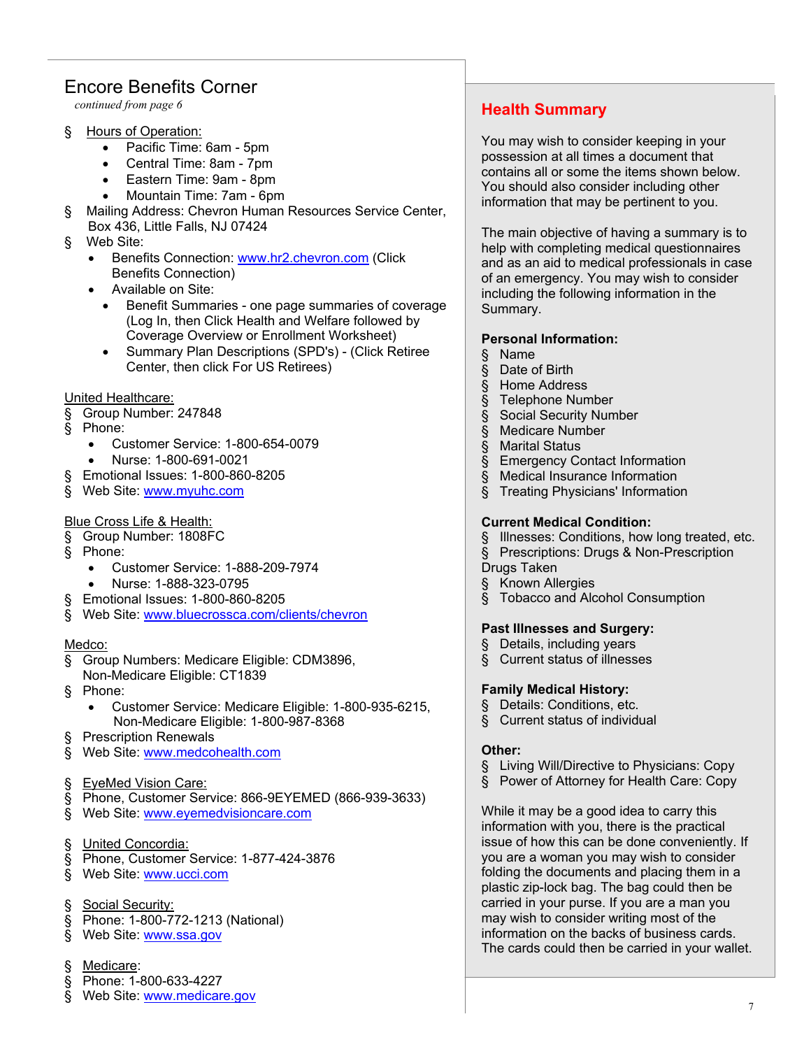## Encore Benefits Corner

*continued from page 6*

- Hours of Operation:
  - Pacific Time: 6am - 5pm
  - Central Time: 8am - 7pm
  - Eastern Time: 9am - 8pm
  - Mountain Time: 7am - 6pm
- Mailing Address: Chevron Human Resources Service Center, Box 436, Little Falls, NJ 07424
- Web Site:
  - Benefits Connection: www.hr2.chevron.com (Click Benefits Connection)
  - Available on Site:
    - Benefit Summaries - one page summaries of coverage (Log In, then Click Health and Welfare followed by Coverage Overview or Enrollment Worksheet)
    - Summary Plan Descriptions (SPD's) - (Click Retiree Center, then click For US Retirees)

United Healthcare:

- Group Number: 247848
- Phone:
  - Customer Service: 1-800-654-0079
  - Nurse: 1-800-691-0021
- Emotional Issues: 1-800-860-8205
- Web Site: www.myuhc.com

Blue Cross Life & Health:

- Group Number: 1808FC
- Phone:
  - Customer Service: 1-888-209-7974
  - Nurse: 1-888-323-0795
- Emotional Issues: 1-800-860-8205
- Web Site: www.bluecrossca.com/clients/chevron

Medco:

- Group Numbers: Medicare Eligible: CDM3896, Non-Medicare Eligible: CT1839
- Phone:
  - Customer Service: Medicare Eligible: 1-800-935-6215, Non-Medicare Eligible: 1-800-987-8368
- Prescription Renewals
- Web Site: www.medcohealth.com

- EyeMed Vision Care:
- Phone, Customer Service: 866-9EYEMED (866-939-3633)
- Web Site: www.eyemedvisioncare.com

- United Concordia:
- Phone, Customer Service: 1-877-424-3876
- Web Site: www.ucci.com

- Social Security:
- Phone: 1-800-772-1213 (National)
- Web Site: www.ssa.gov

- Medicare:
- Phone: 1-800-633-4227
- Web Site: www.medicare.gov

## Health Summary

You may wish to consider keeping in your possession at all times a document that contains all or some the items shown below. You should also consider including other information that may be pertinent to you.

The main objective of having a summary is to help with completing medical questionnaires and as an aid to medical professionals in case of an emergency. You may wish to consider including the following information in the Summary.

**Personal Information:**

- Name
- Date of Birth
- Home Address
- Telephone Number
- Social Security Number
- Medicare Number
- Marital Status
- Emergency Contact Information
- Medical Insurance Information
- Treating Physicians' Information

**Current Medical Condition:**

- Illnesses: Conditions, how long treated, etc.
- Prescriptions: Drugs & Non-Prescription Drugs Taken
- Known Allergies
- Tobacco and Alcohol Consumption

**Past Illnesses and Surgery:**

- Details, including years
- Current status of illnesses

**Family Medical History:**

- Details: Conditions, etc.
- Current status of individual

**Other:**

- Living Will/Directive to Physicians: Copy
- Power of Attorney for Health Care: Copy

While it may be a good idea to carry this information with you, there is the practical issue of how this can be done conveniently. If you are a woman you may wish to consider folding the documents and placing them in a plastic zip-lock bag. The bag could then be carried in your purse. If you are a man you may wish to consider writing most of the information on the backs of business cards. The cards could then be carried in your wallet.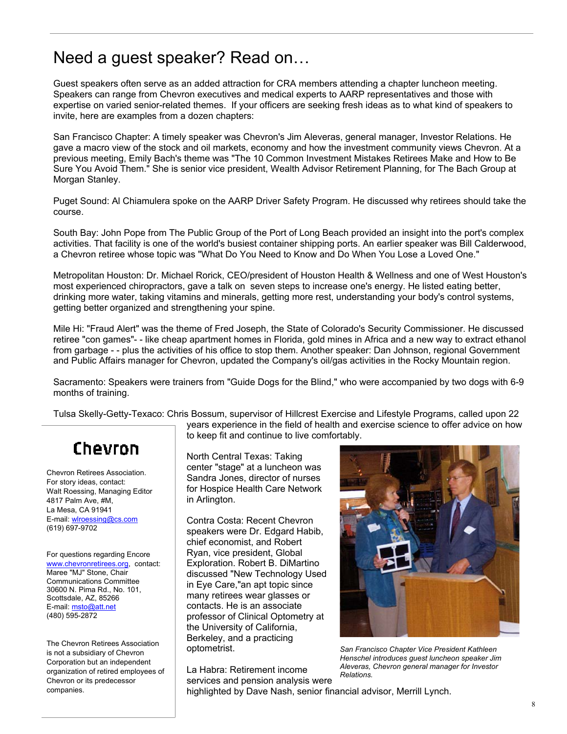# Need a guest speaker? Read on…

Guest speakers often serve as an added attraction for CRA members attending a chapter luncheon meeting. Speakers can range from Chevron executives and medical experts to AARP representatives and those with expertise on varied senior-related themes. If your officers are seeking fresh ideas as to what kind of speakers to invite, here are examples from a dozen chapters:

San Francisco Chapter: A timely speaker was Chevron's Jim Aleveras, general manager, Investor Relations. He gave a macro view of the stock and oil markets, economy and how the investment community views Chevron. At a previous meeting, Emily Bach's theme was "The 10 Common Investment Mistakes Retirees Make and How to Be Sure You Avoid Them." She is senior vice president, Wealth Advisor Retirement Planning, for The Bach Group at Morgan Stanley.

Puget Sound: Al Chiamulera spoke on the AARP Driver Safety Program. He discussed why retirees should take the course.

South Bay: John Pope from The Public Group of the Port of Long Beach provided an insight into the port's complex activities. That facility is one of the world's busiest container shipping ports. An earlier speaker was Bill Calderwood, a Chevron retiree whose topic was "What Do You Need to Know and Do When You Lose a Loved One."

Metropolitan Houston: Dr. Michael Rorick, CEO/president of Houston Health & Wellness and one of West Houston's most experienced chiropractors, gave a talk on seven steps to increase one's energy. He listed eating better, drinking more water, taking vitamins and minerals, getting more rest, understanding your body's control systems, getting better organized and strengthening your spine.

Mile Hi: "Fraud Alert" was the theme of Fred Joseph, the State of Colorado's Security Commissioner. He discussed retiree "con games"- - like cheap apartment homes in Florida, gold mines in Africa and a new way to extract ethanol from garbage - - plus the activities of his office to stop them. Another speaker: Dan Johnson, regional Government and Public Affairs manager for Chevron, updated the Company's oil/gas activities in the Rocky Mountain region.

Sacramento: Speakers were trainers from "Guide Dogs for the Blind," who were accompanied by two dogs with 6-9 months of training.

Tulsa Skelly-Getty-Texaco: Chris Bossum, supervisor of Hillcrest Exercise and Lifestyle Programs, called upon 22 years experience in the field of health and exercise science to offer advice on how to keep fit and continue to live comfortably.

North Central Texas: Taking center "stage" at a luncheon was Sandra Jones, director of nurses for Hospice Health Care Network in Arlington.

Contra Costa: Recent Chevron speakers were Dr. Edgard Habib, chief economist, and Robert Ryan, vice president, Global Exploration. Robert B. DiMartino discussed "New Technology Used in Eye Care,"an apt topic since many retirees wear glasses or contacts. He is an associate professor of Clinical Optometry at the University of California, Berkeley, and a practicing optometrist.

*San Francisco Chapter Vice President Kathleen Henschel introduces guest luncheon speaker Jim Aleveras, Chevron general manager for Investor Relations.*

La Habra: Retirement income services and pension analysis were highlighted by Dave Nash, senior financial advisor, Merrill Lynch.

---

**Chevron**

Chevron Retirees Association.
For story ideas, contact:
Walt Roessing, Managing Editor
4817 Palm Ave, #M,
La Mesa, CA 91941
E-mail: wlroessing@cs.com
(619) 697-9702

For questions regarding Encore www.chevronretirees.org, contact:
Maree "MJ" Stone, Chair
Communications Committee
30600 N. Pima Rd., No. 101,
Scottsdale, AZ, 85266
E-mail: msto@att.net
(480) 595-2872

The Chevron Retirees Association is not a subsidiary of Chevron Corporation but an independent organization of retired employees of Chevron or its predecessor companies.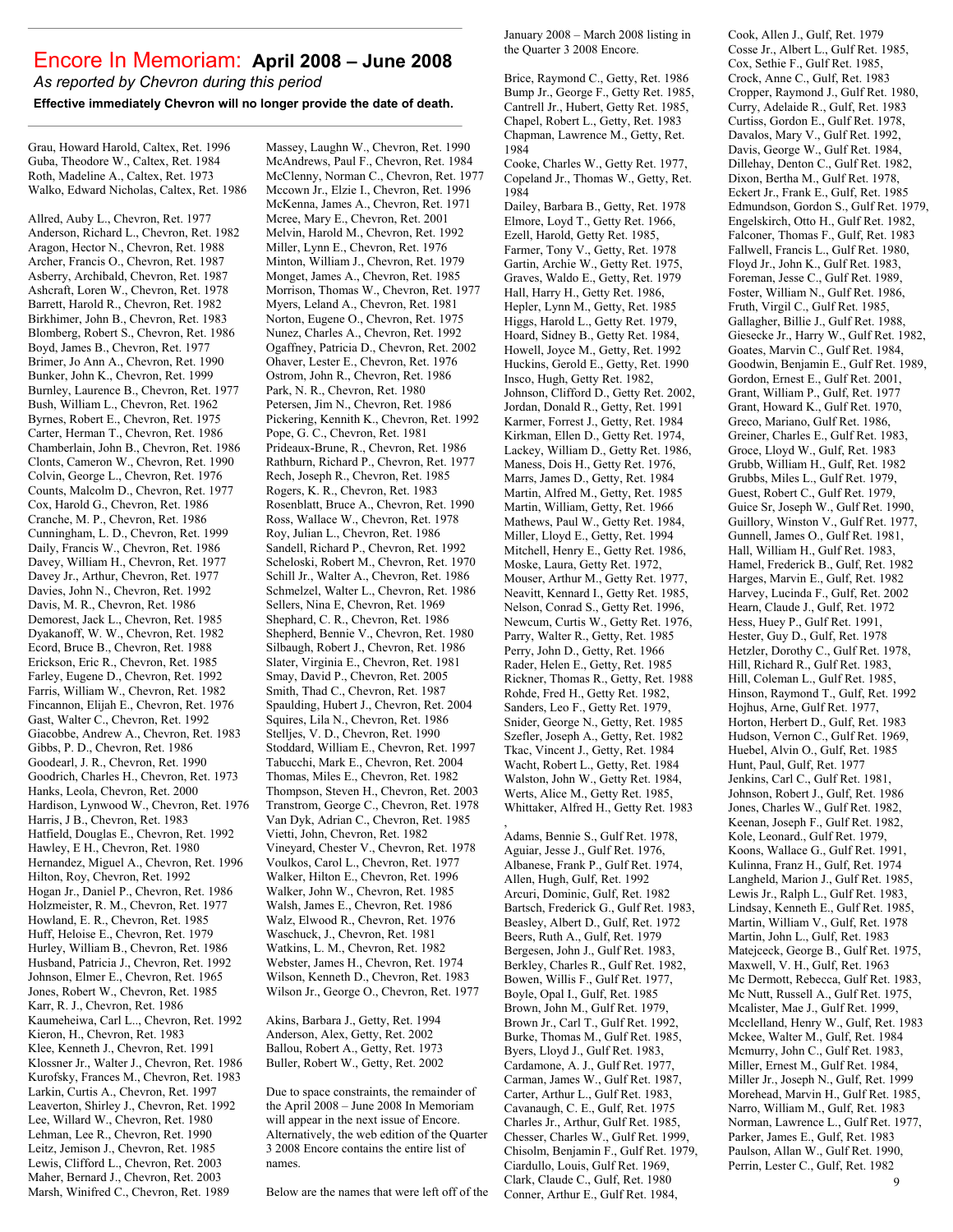## Encore In Memoriam: **April 2008 – June 2008**

*As reported by Chevron during this period*

**Effective immediately Chevron will no longer provide the date of death.**

Grau, Howard Harold, Caltex, Ret. 1996
Guba, Theodore W., Caltex, Ret. 1984
Roth, Madeline A., Caltex, Ret. 1973
Walko, Edward Nicholas, Caltex, Ret. 1986

Allred, Auby L., Chevron, Ret. 1977
Anderson, Richard L., Chevron, Ret. 1982
Aragon, Hector N., Chevron, Ret. 1988
Archer, Francis O., Chevron, Ret. 1987
Asberry, Archibald, Chevron, Ret. 1987
Ashcraft, Loren W., Chevron, Ret. 1978
Barrett, Harold R., Chevron, Ret. 1982
Birkhimer, John B., Chevron, Ret. 1983
Blomberg, Robert S., Chevron, Ret. 1986
Boyd, James B., Chevron, Ret. 1977
Brimer, Jo Ann A., Chevron, Ret. 1990
Bunker, John K., Chevron, Ret. 1999
Burnley, Laurence B., Chevron, Ret. 1977
Bush, William L., Chevron, Ret. 1962
Byrnes, Robert E., Chevron, Ret. 1975
Carter, Herman T., Chevron, Ret. 1986
Chamberlain, John B., Chevron, Ret. 1986
Clonts, Cameron W., Chevron, Ret. 1990
Colvin, George L., Chevron, Ret. 1976
Counts, Malcolm D., Chevron, Ret. 1977
Cox, Harold G., Chevron, Ret. 1986
Cranche, M. P., Chevron, Ret. 1986
Cunningham, L. D., Chevron, Ret. 1999
Daily, Francis W., Chevron, Ret. 1986
Davey, William H., Chevron, Ret. 1977
Davey Jr., Arthur, Chevron, Ret. 1977
Davies, John N., Chevron, Ret. 1992
Davis, M. R., Chevron, Ret. 1986
Demorest, Jack L., Chevron, Ret. 1985
Dyakanoff, W. W., Chevron, Ret. 1982
Ecord, Bruce B., Chevron, Ret. 1988
Erickson, Eric R., Chevron, Ret. 1985
Farley, Eugene D., Chevron, Ret. 1992
Farris, William W., Chevron, Ret. 1982
Fincannon, Elijah E., Chevron, Ret. 1976
Gast, Walter C., Chevron, Ret. 1992
Giacobbe, Andrew A., Chevron, Ret. 1983
Gibbs, P. D., Chevron, Ret. 1986
Goodearl, J. R., Chevron, Ret. 1990
Goodrich, Charles H., Chevron, Ret. 1973
Hanks, Leola, Chevron, Ret. 2000
Hardison, Lynwood W., Chevron, Ret. 1976
Harris, J B., Chevron, Ret. 1983
Hatfield, Douglas E., Chevron, Ret. 1992
Hawley, E H., Chevron, Ret. 1980
Hernandez, Miguel A., Chevron, Ret. 1996
Hilton, Roy, Chevron, Ret. 1992
Hogan Jr., Daniel P., Chevron, Ret. 1986
Holzmeister, R. M., Chevron, Ret. 1977
Howland, E. R., Chevron, Ret. 1985
Huff, Heloise E., Chevron, Ret. 1979
Hurley, William B., Chevron, Ret. 1986
Husband, Patricia J., Chevron, Ret. 1992
Johnson, Elmer E., Chevron, Ret. 1965
Jones, Robert W., Chevron, Ret. 1985
Karr, R. J., Chevron, Ret. 1986
Kaumeheiwa, Carl L.., Chevron, Ret. 1992
Kieron, H., Chevron, Ret. 1983
Klee, Kenneth J., Chevron, Ret. 1991
Klossner Jr., Walter J., Chevron, Ret. 1986
Kurofsky, Frances M., Chevron, Ret. 1983
Larkin, Curtis A., Chevron, Ret. 1997
Leaverton, Shirley J., Chevron, Ret. 1992
Lee, Willard W., Chevron, Ret. 1980
Lehman, Lee R., Chevron, Ret. 1990
Leitz, Jemison J., Chevron, Ret. 1985
Lewis, Clifford L., Chevron, Ret. 2003
Maher, Bernard J., Chevron, Ret. 2003
Marsh, Winifred C., Chevron, Ret. 1989
Massey, Laughn W., Chevron, Ret. 1990
McAndrews, Paul F., Chevron, Ret. 1984
McClenny, Norman C., Chevron, Ret. 1977
Mccown Jr., Elzie I., Chevron, Ret. 1996
McKenna, James A., Chevron, Ret. 1971
Mcree, Mary E., Chevron, Ret. 2001
Melvin, Harold M., Chevron, Ret. 1992
Miller, Lynn E., Chevron, Ret. 1976
Minton, William J., Chevron, Ret. 1979
Monget, James A., Chevron, Ret. 1985
Morrison, Thomas W., Chevron, Ret. 1977
Myers, Leland A., Chevron, Ret. 1981
Norton, Eugene O., Chevron, Ret. 1975
Nunez, Charles A., Chevron, Ret. 1992
Ogaffney, Patricia D., Chevron, Ret. 2002
Ohaver, Lester E., Chevron, Ret. 1976
Ostrom, John R., Chevron, Ret. 1986
Park, N. R., Chevron, Ret. 1980
Petersen, Jim N., Chevron, Ret. 1986
Pickering, Kennith K., Chevron, Ret. 1992
Pope, G. C., Chevron, Ret. 1981
Prideaux-Brune, R., Chevron, Ret. 1986
Rathburn, Richard P., Chevron, Ret. 1977
Rech, Joseph R., Chevron, Ret. 1985
Rogers, K. R., Chevron, Ret. 1983
Rosenblatt, Bruce A., Chevron, Ret. 1990
Ross, Wallace W., Chevron, Ret. 1978
Roy, Julian L., Chevron, Ret. 1986
Sandell, Richard P., Chevron, Ret. 1992
Scheloski, Robert M., Chevron, Ret. 1970
Schill Jr., Walter A., Chevron, Ret. 1986
Schmelzel, Walter L., Chevron, Ret. 1986
Sellers, Nina E, Chevron, Ret. 1969
Shephard, C. R., Chevron, Ret. 1986
Shepherd, Bennie V., Chevron, Ret. 1980
Silbaugh, Robert J., Chevron, Ret. 1986
Slater, Virginia E., Chevron, Ret. 1981
Smay, David P., Chevron, Ret. 2005
Smith, Thad C., Chevron, Ret. 1987
Spaulding, Hubert J., Chevron, Ret. 2004
Squires, Lila N., Chevron, Ret. 1986
Stelljes, V. D., Chevron, Ret. 1990
Stoddard, William E., Chevron, Ret. 1997
Tabucchi, Mark E., Chevron, Ret. 2004
Thomas, Miles E., Chevron, Ret. 1982
Thompson, Steven H., Chevron, Ret. 2003
Transtrom, George C., Chevron, Ret. 1978
Van Dyk, Adrian C., Chevron, Ret. 1985
Vietti, John, Chevron, Ret. 1982
Vineyard, Chester V., Chevron, Ret. 1978
Voulkos, Carol L., Chevron, Ret. 1977
Walker, Hilton E., Chevron, Ret. 1996
Walker, John W., Chevron, Ret. 1985
Walsh, James E., Chevron, Ret. 1986
Walz, Elwood R., Chevron, Ret. 1976
Waschuck, J., Chevron, Ret. 1981
Watkins, L. M., Chevron, Ret. 1982
Webster, James H., Chevron, Ret. 1974
Wilson, Kenneth D., Chevron, Ret. 1983
Wilson Jr., George O., Chevron, Ret. 1977

Akins, Barbara J., Getty, Ret. 1994
Anderson, Alex, Getty, Ret. 2002
Ballou, Robert A., Getty, Ret. 1973
Buller, Robert W., Getty, Ret. 2002

Due to space constraints, the remainder of the April 2008 – June 2008 In Memoriam will appear in the next issue of Encore. Alternatively, the web edition of the Quarter 3 2008 Encore contains the entire list of names.

Below are the names that were left off of the January 2008 – March 2008 listing in the Quarter 3 2008 Encore.

Brice, Raymond C., Getty, Ret. 1986
Bump Jr., George F., Getty Ret. 1985,
Cantrell Jr., Hubert, Getty Ret. 1985,
Chapel, Robert L., Getty, Ret. 1983
Chapman, Lawrence M., Getty, Ret. 1984
Cooke, Charles W., Getty Ret. 1977,
Copeland Jr., Thomas W., Getty, Ret. 1984
Dailey, Barbara B., Getty, Ret. 1978
Elmore, Loyd T., Getty Ret. 1966,
Ezell, Harold, Getty Ret. 1985,
Farmer, Tony V., Getty, Ret. 1978
Gartin, Archie W., Getty Ret. 1975,
Graves, Waldo E., Getty, Ret. 1979
Hall, Harry H., Getty Ret. 1986,
Hepler, Lynn M., Getty, Ret. 1985
Higgs, Harold L., Getty Ret. 1979,
Hoard, Sidney B., Getty Ret. 1984,
Howell, Joyce M., Getty, Ret. 1992
Huckins, Gerold E., Getty, Ret. 1990
Insco, Hugh, Getty Ret. 1982,
Johnson, Clifford D., Getty Ret. 2002,
Jordan, Donald R., Getty, Ret. 1991
Karmer, Forrest J., Getty, Ret. 1984
Kirkman, Ellen D., Getty Ret. 1974,
Lackey, William D., Getty Ret. 1986,
Maness, Dois H., Getty Ret. 1976,
Marrs, James D., Getty, Ret. 1984
Martin, Alfred M., Getty, Ret. 1985
Martin, William, Getty, Ret. 1966
Mathews, Paul W., Getty Ret. 1984,
Miller, Lloyd E., Getty, Ret. 1994
Mitchell, Henry E., Getty Ret. 1986,
Moske, Laura, Getty Ret. 1972,
Mouser, Arthur M., Getty Ret. 1977,
Neavitt, Kennard I., Getty Ret. 1985,
Nelson, Conrad S., Getty Ret. 1996,
Newcum, Curtis W., Getty Ret. 1976,
Parry, Walter R., Getty, Ret. 1985
Perry, John D., Getty, Ret. 1966
Rader, Helen E., Getty, Ret. 1985
Rickner, Thomas R., Getty, Ret. 1988
Rohde, Fred H., Getty Ret. 1982,
Sanders, Leo F., Getty Ret. 1979,
Snider, George N., Getty, Ret. 1985
Szefler, Joseph A., Getty, Ret. 1982
Tkac, Vincent J., Getty, Ret. 1984
Wacht, Robert L., Getty, Ret. 1984
Walston, John W., Getty Ret. 1984,
Werts, Alice M., Getty Ret. 1985,
Whittaker, Alfred H., Getty Ret. 1983
,
Adams, Bennie S., Gulf Ret. 1978,
Aguiar, Jesse J., Gulf Ret. 1976,
Albanese, Frank P., Gulf Ret. 1974,
Allen, Hugh, Gulf, Ret. 1992
Arcuri, Dominic, Gulf, Ret. 1982
Bartsch, Frederick G., Gulf Ret. 1983,
Beasley, Albert D., Gulf, Ret. 1972
Beers, Ruth A., Gulf, Ret. 1979
Bergesen, John J., Gulf Ret. 1983,
Berkley, Charles R., Gulf Ret. 1982,
Bowen, Willis F., Gulf Ret. 1977,
Boyle, Opal I., Gulf, Ret. 1985
Brown, John M., Gulf Ret. 1979,
Brown Jr., Carl T., Gulf Ret. 1992,
Burke, Thomas M., Gulf Ret. 1985,
Byers, Lloyd J., Gulf Ret. 1983,
Cardamone, A. J., Gulf Ret. 1977,
Carman, James W., Gulf Ret. 1987,
Carter, Arthur L., Gulf Ret. 1983,
Cavanaugh, C. E., Gulf, Ret. 1975
Charles Jr., Arthur, Gulf Ret. 1985,
Chesser, Charles W., Gulf Ret. 1999,
Chisolm, Benjamin F., Gulf Ret. 1979,
Ciardullo, Louis, Gulf Ret. 1969,
Clark, Claude C., Gulf, Ret. 1980
Conner, Arthur E., Gulf Ret. 1984,
Cook, Allen J., Gulf, Ret. 1979
Cosse Jr., Albert L., Gulf Ret. 1985,
Cox, Sethie F., Gulf Ret. 1985,
Crock, Anne C., Gulf, Ret. 1983
Cropper, Raymond J., Gulf Ret. 1980,
Curry, Adelaide R., Gulf, Ret. 1983
Curtiss, Gordon E., Gulf Ret. 1978,
Davalos, Mary V., Gulf Ret. 1992,
Davis, George W., Gulf Ret. 1984,
Dillehay, Denton C., Gulf Ret. 1982,
Dixon, Bertha M., Gulf Ret. 1978,
Eckert Jr., Frank E., Gulf, Ret. 1985
Edmundson, Gordon S., Gulf Ret. 1979,
Engelskirch, Otto H., Gulf Ret. 1982,
Falconer, Thomas F., Gulf, Ret. 1983
Fallwell, Francis L., Gulf Ret. 1980,
Floyd Jr., John K., Gulf Ret. 1983,
Foreman, Jesse C., Gulf Ret. 1989,
Foster, William N., Gulf Ret. 1986,
Fruth, Virgil C., Gulf Ret. 1985,
Gallagher, Billie J., Gulf Ret. 1988,
Giesecke Jr., Harry W., Gulf Ret. 1982,
Goates, Marvin C., Gulf Ret. 1984,
Goodwin, Benjamin E., Gulf Ret. 1989,
Gordon, Ernest E., Gulf Ret. 2001,
Grant, William P., Gulf, Ret. 1977
Grant, Howard K., Gulf Ret. 1970,
Greco, Mariano, Gulf Ret. 1986,
Greiner, Charles E., Gulf Ret. 1983,
Groce, Lloyd W., Gulf, Ret. 1983
Grubb, William H., Gulf, Ret. 1982
Grubbs, Miles L., Gulf Ret. 1979,
Guest, Robert C., Gulf Ret. 1979,
Guice Sr, Joseph W., Gulf Ret. 1990,
Guillory, Winston V., Gulf Ret. 1977,
Gunnell, James O., Gulf Ret. 1981,
Hall, William H., Gulf Ret. 1983,
Hamel, Frederick B., Gulf, Ret. 1982
Harges, Marvin E., Gulf, Ret. 1982
Harvey, Lucinda F., Gulf, Ret. 2002
Hearn, Claude J., Gulf, Ret. 1972
Hess, Huey P., Gulf Ret. 1991,
Hester, Guy D., Gulf, Ret. 1978
Hetzler, Dorothy C., Gulf Ret. 1978,
Hill, Richard R., Gulf Ret. 1983,
Hill, Coleman L., Gulf Ret. 1985,
Hinson, Raymond T., Gulf, Ret. 1992
Hojhus, Arne, Gulf Ret. 1977,
Horton, Herbert D., Gulf, Ret. 1983
Hudson, Vernon C., Gulf Ret. 1969,
Huebel, Alvin O., Gulf, Ret. 1985
Hunt, Paul, Gulf, Ret. 1977
Jenkins, Carl C., Gulf Ret. 1981,
Johnson, Robert J., Gulf, Ret. 1986
Jones, Charles W., Gulf Ret. 1982,
Keenan, Joseph F., Gulf Ret. 1982,
Kole, Leonard., Gulf Ret. 1979,
Koons, Wallace G., Gulf Ret. 1991,
Kulinna, Franz H., Gulf, Ret. 1974
Langheld, Marion J., Gulf Ret. 1985,
Lewis Jr., Ralph L., Gulf Ret. 1983,
Lindsay, Kenneth E., Gulf Ret. 1985,
Martin, William V., Gulf, Ret. 1978
Martin, John L., Gulf, Ret. 1983
Matejceck, George B., Gulf Ret. 1975,
Maxwell, V. H., Gulf, Ret. 1963
Mc Dermott, Rebecca, Gulf Ret. 1983,
Mc Nutt, Russell A., Gulf Ret. 1975,
Mcalister, Mae J., Gulf Ret. 1999,
Mcclelland, Henry W., Gulf, Ret. 1983
Mckee, Walter M., Gulf, Ret. 1984
Mcmurry, John C., Gulf Ret. 1983,
Miller, Ernest M., Gulf Ret. 1984,
Miller Jr., Joseph N., Gulf, Ret. 1999
Morehead, Marvin H., Gulf Ret. 1985,
Narro, William M., Gulf, Ret. 1983
Norman, Lawrence L., Gulf Ret. 1977,
Parker, James E., Gulf, Ret. 1983
Paulson, Allan W., Gulf Ret. 1990,
Perrin, Lester C., Gulf, Ret. 1982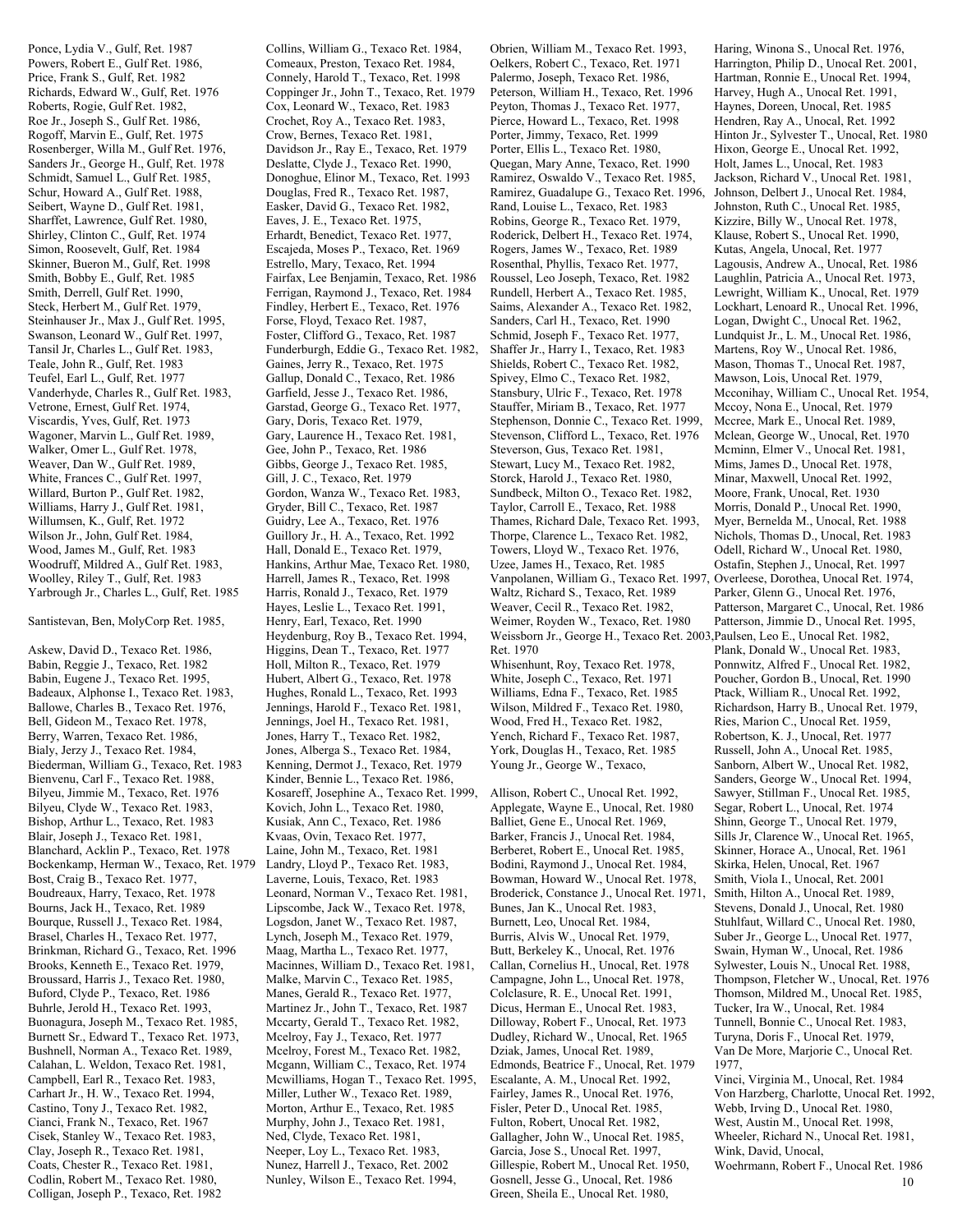Ponce, Lydia V., Gulf, Ret. 1987
Powers, Robert E., Gulf Ret. 1986,
Price, Frank S., Gulf, Ret. 1982
Richards, Edward W., Gulf, Ret. 1976
Roberts, Rogie, Gulf Ret. 1982,
Roe Jr., Joseph S., Gulf Ret. 1986,
Rogoff, Marvin E., Gulf, Ret. 1975
Rosenberger, Willa M., Gulf Ret. 1976,
Sanders Jr., George H., Gulf, Ret. 1978
Schmidt, Samuel L., Gulf Ret. 1985,
Schur, Howard A., Gulf Ret. 1988,
Seibert, Wayne D., Gulf Ret. 1981,
Sharffet, Lawrence, Gulf Ret. 1980,
Shirley, Clinton C., Gulf, Ret. 1974
Simon, Roosevelt, Gulf, Ret. 1984
Skinner, Bueron M., Gulf, Ret. 1998
Smith, Bobby E., Gulf, Ret. 1985
Smith, Derrell, Gulf Ret. 1990,
Steck, Herbert M., Gulf Ret. 1979,
Steinhauser Jr., Max J., Gulf Ret. 1995,
Swanson, Leonard W., Gulf Ret. 1997,
Tansil Jr, Charles L., Gulf Ret. 1983,
Teale, John R., Gulf, Ret. 1983
Teufel, Earl L., Gulf, Ret. 1977
Vanderhyde, Charles R., Gulf Ret. 1983,
Vetrone, Ernest, Gulf Ret. 1974,
Viscardis, Yves, Gulf, Ret. 1973
Wagoner, Marvin L., Gulf Ret. 1989,
Walker, Omer L., Gulf Ret. 1978,
Weaver, Dan W., Gulf Ret. 1989,
White, Frances C., Gulf Ret. 1997,
Willard, Burton P., Gulf Ret. 1982,
Williams, Harry J., Gulf Ret. 1981,
Willumsen, K., Gulf, Ret. 1972
Wilson Jr., John, Gulf Ret. 1984,
Wood, James M., Gulf, Ret. 1983
Woodruff, Mildred A., Gulf Ret. 1983,
Woolley, Riley T., Gulf, Ret. 1983
Yarbrough Jr., Charles L., Gulf, Ret. 1985

Santistevan, Ben, MolyCorp Ret. 1985,

Askew, David D., Texaco Ret. 1986,
Babin, Reggie J., Texaco, Ret. 1982
Babin, Eugene J., Texaco Ret. 1995,
Badeaux, Alphonse I., Texaco Ret. 1983,
Ballowe, Charles B., Texaco Ret. 1976,
Bell, Gideon M., Texaco Ret. 1978,
Berry, Warren, Texaco Ret. 1986,
Bialy, Jerzy J., Texaco Ret. 1984,
Biederman, William G., Texaco, Ret. 1983
Bienvenu, Carl F., Texaco Ret. 1988,
Bilyeu, Jimmie M., Texaco, Ret. 1976
Bilyeu, Clyde W., Texaco Ret. 1983,
Bishop, Arthur L., Texaco, Ret. 1983
Blair, Joseph J., Texaco Ret. 1981,
Blanchard, Acklin P., Texaco, Ret. 1978
Bockenkamp, Herman W., Texaco, Ret. 1979
Bost, Craig B., Texaco Ret. 1977,
Boudreaux, Harry, Texaco, Ret. 1978
Bourns, Jack H., Texaco, Ret. 1989
Bourque, Russell J., Texaco Ret. 1984,
Brasel, Charles H., Texaco Ret. 1977,
Brinkman, Richard G., Texaco, Ret. 1996
Brooks, Kenneth E., Texaco Ret. 1979,
Broussard, Harris J., Texaco Ret. 1980,
Buford, Clyde P., Texaco, Ret. 1986
Buhrle, Jerold H., Texaco Ret. 1993,
Buonagura, Joseph M., Texaco Ret. 1985,
Burnett Sr., Edward T., Texaco Ret. 1973,
Bushnell, Norman A., Texaco Ret. 1989,
Calahan, L. Weldon, Texaco Ret. 1981,
Campbell, Earl R., Texaco Ret. 1983,
Carhart Jr., H. W., Texaco Ret. 1994,
Castino, Tony J., Texaco Ret. 1982,
Cianci, Frank N., Texaco, Ret. 1967
Cisek, Stanley W., Texaco Ret. 1983,
Clay, Joseph R., Texaco Ret. 1981,
Coats, Chester R., Texaco Ret. 1981,
Codlin, Robert M., Texaco Ret. 1980,
Colligan, Joseph P., Texaco, Ret. 1982
Collins, William G., Texaco Ret. 1984,
Comeaux, Preston, Texaco Ret. 1984,
Connely, Harold T., Texaco, Ret. 1998
Coppinger Jr., John T., Texaco, Ret. 1979
Cox, Leonard W., Texaco, Ret. 1983
Crochet, Roy A., Texaco Ret. 1983,
Crow, Bernes, Texaco Ret. 1981,
Davidson Jr., Ray E., Texaco, Ret. 1979
Deslatte, Clyde J., Texaco Ret. 1990,
Donoghue, Elinor M., Texaco, Ret. 1993
Douglas, Fred R., Texaco Ret. 1987,
Easker, David G., Texaco Ret. 1982,
Eaves, J. E., Texaco Ret. 1975,
Erhardt, Benedict, Texaco Ret. 1977,
Escajeda, Moses P., Texaco, Ret. 1969
Estrello, Mary, Texaco, Ret. 1994
Fairfax, Lee Benjamin, Texaco, Ret. 1986
Ferrigan, Raymond J., Texaco, Ret. 1984
Findley, Herbert E., Texaco, Ret. 1976
Forse, Floyd, Texaco Ret. 1987,
Foster, Clifford G., Texaco, Ret. 1987
Funderburgh, Eddie G., Texaco Ret. 1982,
Gaines, Jerry R., Texaco, Ret. 1975
Gallup, Donald C., Texaco, Ret. 1986
Garfield, Jesse J., Texaco Ret. 1986,
Garstad, George G., Texaco Ret. 1977,
Gary, Doris, Texaco Ret. 1979,
Gary, Laurence H., Texaco Ret. 1981,
Gee, John P., Texaco, Ret. 1986
Gibbs, George J., Texaco Ret. 1985,
Gill, J. C., Texaco, Ret. 1979
Gordon, Wanza W., Texaco Ret. 1983,
Gryder, Bill C., Texaco, Ret. 1987
Guidry, Lee A., Texaco, Ret. 1976
Guillory Jr., H. A., Texaco, Ret. 1992
Hall, Donald E., Texaco Ret. 1979,
Hankins, Arthur Mae, Texaco Ret. 1980,
Harrell, James R., Texaco, Ret. 1998
Harris, Ronald J., Texaco, Ret. 1979
Hayes, Leslie L., Texaco Ret. 1991,
Henry, Earl, Texaco, Ret. 1990
Heydenburg, Roy B., Texaco Ret. 1994,
Higgins, Dean T., Texaco, Ret. 1977
Holl, Milton R., Texaco, Ret. 1979
Hubert, Albert G., Texaco, Ret. 1978
Hughes, Ronald L., Texaco, Ret. 1993
Jennings, Harold F., Texaco Ret. 1981,
Jennings, Joel H., Texaco Ret. 1981,
Jones, Harry T., Texaco Ret. 1982,
Jones, Alberga S., Texaco Ret. 1984,
Kenning, Dermot J., Texaco, Ret. 1979
Kinder, Bennie L., Texaco Ret. 1986,
Kosareff, Josephine A., Texaco Ret. 1999,
Kovich, John L., Texaco Ret. 1980,
Kusiak, Ann C., Texaco, Ret. 1986
Kvaas, Ovin, Texaco Ret. 1977,
Laine, John M., Texaco, Ret. 1981
Landry, Lloyd P., Texaco Ret. 1983,
Laverne, Louis, Texaco, Ret. 1983
Leonard, Norman V., Texaco Ret. 1981,
Lipscombe, Jack W., Texaco Ret. 1978,
Logsdon, Janet W., Texaco Ret. 1987,
Lynch, Joseph M., Texaco Ret. 1979,
Maag, Martha L., Texaco Ret. 1977,
Macinnes, William D., Texaco Ret. 1981,
Malke, Marvin C., Texaco Ret. 1985,
Manes, Gerald R., Texaco Ret. 1977,
Martinez Jr., John T., Texaco, Ret. 1987
Mccarty, Gerald T., Texaco Ret. 1982,
Mcelroy, Fay J., Texaco, Ret. 1977
Mcelroy, Forest M., Texaco Ret. 1982,
Mcgann, William C., Texaco, Ret. 1974
Mcwilliams, Hogan T., Texaco Ret. 1995,
Miller, Luther W., Texaco Ret. 1989,
Morton, Arthur E., Texaco, Ret. 1985
Murphy, John J., Texaco Ret. 1981,
Ned, Clyde, Texaco Ret. 1981,
Neeper, Loy L., Texaco Ret. 1983,
Nunez, Harrell J., Texaco, Ret. 2002
Nunley, Wilson E., Texaco Ret. 1994,
Obrien, William M., Texaco Ret. 1993,
Oelkers, Robert C., Texaco, Ret. 1971
Palermo, Joseph, Texaco Ret. 1986,
Peterson, William H., Texaco, Ret. 1996
Peyton, Thomas J., Texaco Ret. 1977,
Pierce, Howard L., Texaco, Ret. 1998
Porter, Jimmy, Texaco, Ret. 1999
Porter, Ellis L., Texaco Ret. 1980,
Quegan, Mary Anne, Texaco, Ret. 1990
Ramirez, Oswaldo V., Texaco Ret. 1985,
Ramirez, Guadalupe G., Texaco Ret. 1996,
Rand, Louise L., Texaco, Ret. 1983
Robins, George R., Texaco Ret. 1979,
Roderick, Delbert H., Texaco Ret. 1974,
Rogers, James W., Texaco, Ret. 1989
Rosenthal, Phyllis, Texaco Ret. 1977,
Roussel, Leo Joseph, Texaco, Ret. 1982
Rundell, Herbert A., Texaco Ret. 1985,
Saims, Alexander A., Texaco Ret. 1982,
Sanders, Carl H., Texaco, Ret. 1990
Schmid, Joseph F., Texaco Ret. 1977,
Shaffer Jr., Harry I., Texaco, Ret. 1983
Shields, Robert C., Texaco Ret. 1982,
Spivey, Elmo C., Texaco Ret. 1982,
Stansbury, Ulric F., Texaco, Ret. 1978
Stauffer, Miriam B., Texaco, Ret. 1977
Stephenson, Donnie C., Texaco Ret. 1999,
Stevenson, Clifford L., Texaco, Ret. 1976
Steverson, Gus, Texaco Ret. 1981,
Stewart, Lucy M., Texaco Ret. 1982,
Storck, Harold J., Texaco Ret. 1980,
Sundbeck, Milton O., Texaco Ret. 1982,
Taylor, Carroll E., Texaco, Ret. 1988
Thames, Richard Dale, Texaco Ret. 1993,
Thorpe, Clarence L., Texaco Ret. 1982,
Towers, Lloyd W., Texaco Ret. 1976,
Uzee, James H., Texaco, Ret. 1985
Vanpolanen, William G., Texaco Ret. 1997,
Waltz, Richard S., Texaco, Ret. 1989
Weaver, Cecil R., Texaco Ret. 1982,
Weimer, Royden W., Texaco, Ret. 1980
Weissborn Jr., George H., Texaco Ret. 2003, Ret. 1970
Whisenhunt, Roy, Texaco Ret. 1978,
White, Joseph C., Texaco, Ret. 1971
Williams, Edna F., Texaco, Ret. 1985
Wilson, Mildred F., Texaco Ret. 1980,
Wood, Fred H., Texaco Ret. 1982,
Yench, Richard F., Texaco Ret. 1987,
York, Douglas H., Texaco, Ret. 1985
Young Jr., George W., Texaco,

Allison, Robert C., Unocal Ret. 1992,
Applegate, Wayne E., Unocal, Ret. 1980
Balliet, Gene E., Unocal Ret. 1969,
Barker, Francis J., Unocal Ret. 1984,
Berberet, Robert E., Unocal Ret. 1985,
Bodini, Raymond J., Unocal Ret. 1984,
Bowman, Howard W., Unocal Ret. 1978,
Broderick, Constance J., Unocal Ret. 1971,
Bunes, Jan K., Unocal Ret. 1983,
Burnett, Leo, Unocal Ret. 1984,
Burris, Alvis W., Unocal Ret. 1979,
Butt, Berkeley K., Unocal, Ret. 1976
Callan, Cornelius H., Unocal, Ret. 1978
Campagne, John L., Unocal Ret. 1978,
Colclasure, R. E., Unocal Ret. 1991,
Dicus, Herman E., Unocal Ret. 1983,
Dilloway, Robert F., Unocal, Ret. 1973
Dudley, Richard W., Unocal, Ret. 1965
Dziak, James, Unocal Ret. 1989,
Edmonds, Beatrice F., Unocal, Ret. 1979
Escalante, A. M., Unocal Ret. 1992,
Fairley, James R., Unocal Ret. 1976,
Fisler, Peter D., Unocal Ret. 1985,
Fulton, Robert, Unocal Ret. 1982,
Gallagher, John W., Unocal Ret. 1985,
Garcia, Jose S., Unocal Ret. 1997,
Gillespie, Robert M., Unocal Ret. 1950,
Gosnell, Jesse G., Unocal, Ret. 1986
Green, Sheila E., Unocal Ret. 1980,
Haring, Winona S., Unocal Ret. 1976,
Harrington, Philip D., Unocal Ret. 2001,
Hartman, Ronnie E., Unocal Ret. 1994,
Harvey, Hugh A., Unocal Ret. 1991,
Haynes, Doreen, Unocal, Ret. 1985
Hendren, Ray A., Unocal, Ret. 1992
Hinton Jr., Sylvester T., Unocal, Ret. 1980
Hixon, George E., Unocal Ret. 1992,
Holt, James L., Unocal, Ret. 1983
Jackson, Richard V., Unocal Ret. 1981,
Johnson, Delbert J., Unocal Ret. 1984,
Johnston, Ruth C., Unocal Ret. 1985,
Kizzire, Billy W., Unocal Ret. 1978,
Klause, Robert S., Unocal Ret. 1990,
Kutas, Angela, Unocal, Ret. 1977
Lagousis, Andrew A., Unocal, Ret. 1986
Laughlin, Patricia A., Unocal Ret. 1973,
Lewright, William K., Unocal, Ret. 1979
Lockhart, Lenoard R., Unocal Ret. 1996,
Logan, Dwight C., Unocal Ret. 1962,
Lundquist Jr., L. M., Unocal Ret. 1986,
Martens, Roy W., Unocal Ret. 1986,
Mason, Thomas T., Unocal Ret. 1987,
Mawson, Lois, Unocal Ret. 1979,
Mcconihay, William C., Unocal Ret. 1954,
Mccoy, Nona E., Unocal, Ret. 1979
Mccree, Mark E., Unocal Ret. 1989,
Mclean, George W., Unocal, Ret. 1970
Mcminn, Elmer V., Unocal Ret. 1981,
Mims, James D., Unocal Ret. 1978,
Minar, Maxwell, Unocal Ret. 1992,
Moore, Frank, Unocal, Ret. 1930
Morris, Donald P., Unocal Ret. 1990,
Myer, Bernelda M., Unocal, Ret. 1988
Nichols, Thomas D., Unocal, Ret. 1983
Odell, Richard W., Unocal Ret. 1980,
Ostafin, Stephen J., Unocal, Ret. 1997
Overleese, Dorothea, Unocal Ret. 1974,
Parker, Glenn G., Unocal Ret. 1976,
Patterson, Margaret C., Unocal, Ret. 1986
Patterson, Jimmie D., Unocal Ret. 1995,
Paulsen, Leo E., Unocal Ret. 1982,
Plank, Donald W., Unocal Ret. 1983,
Ponnwitz, Alfred F., Unocal Ret. 1982,
Poucher, Gordon B., Unocal, Ret. 1990
Ptack, William R., Unocal Ret. 1992,
Richardson, Harry B., Unocal Ret. 1979,
Ries, Marion C., Unocal Ret. 1959,
Robertson, K. J., Unocal, Ret. 1977
Russell, John A., Unocal Ret. 1985,
Sanborn, Albert W., Unocal Ret. 1982,
Sanders, George W., Unocal Ret. 1994,
Sawyer, Stillman F., Unocal Ret. 1985,
Segar, Robert L., Unocal, Ret. 1974
Shinn, George T., Unocal Ret. 1979,
Sills Jr, Clarence W., Unocal Ret. 1965,
Skinner, Horace A., Unocal, Ret. 1961
Skirka, Helen, Unocal, Ret. 1967
Smith, Viola I., Unocal, Ret. 2001
Smith, Hilton A., Unocal Ret. 1989,
Stevens, Donald J., Unocal, Ret. 1980
Stuhlfaut, Willard C., Unocal Ret. 1980,
Suber Jr., George L., Unocal Ret. 1977,
Swain, Hyman W., Unocal, Ret. 1986
Sylwester, Louis N., Unocal Ret. 1988,
Thompson, Fletcher W., Unocal, Ret. 1976
Thomson, Mildred M., Unocal Ret. 1985,
Tucker, Ira W., Unocal, Ret. 1984
Tunnell, Bonnie C., Unocal Ret. 1983,
Turyna, Doris F., Unocal Ret. 1979,
Van De More, Marjorie C., Unocal Ret. 1977,
Vinci, Virginia M., Unocal, Ret. 1984
Von Harzberg, Charlotte, Unocal Ret. 1992,
Webb, Irving D., Unocal Ret. 1980,
West, Austin M., Unocal Ret. 1998,
Wheeler, Richard N., Unocal Ret. 1981,
Wink, David, Unocal,
Woehrmann, Robert F., Unocal Ret. 1986